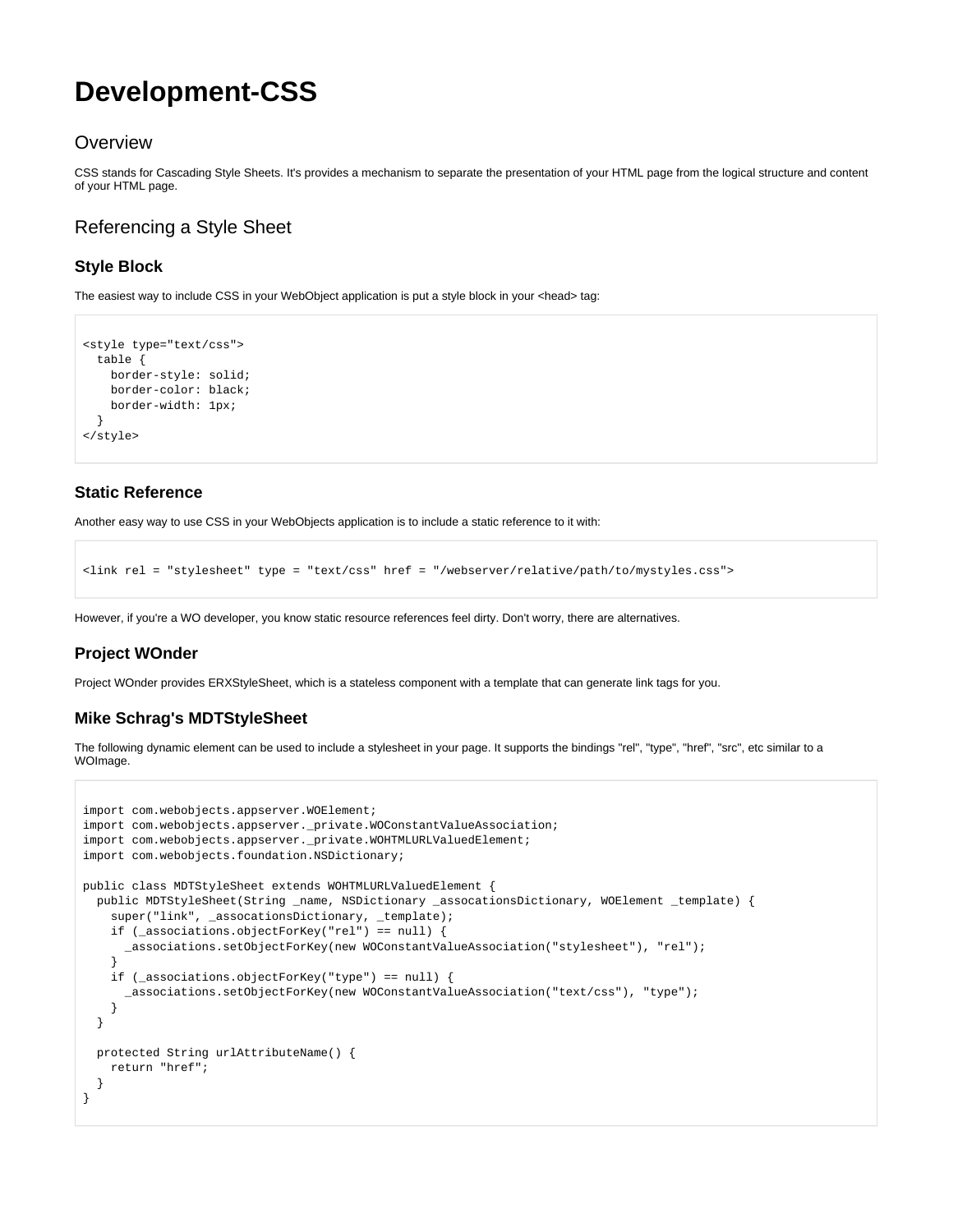# Development-CSS

## Overview

CSS stands for Cascading Style Sheets. It's provides a mechanism to separate the presentation of your HTML page from the logical structure and content of your HTML page.

## Referencing a Style Sheet

### Style Block

The easiest way to include CSS in your WebObject application is put a style block in your <head> tag:

```
<style type="text/css">
  table {
    border-style: solid;
    border-color: black;
    border-width: 1px;
  }
</style>
```

### Static Reference

Another easy way to use CSS in your WebObjects application is to include a static reference to it with:

```
<link rel = "stylesheet" type = "text/css" href = "/webserver/relative/path/to/mystyles.css">
```

However, if you're a WO developer, you know static resource references feel dirty. Don't worry, there are alternatives.

### Project WOnder

Project WOnder provides ERXStyleSheet, which is a stateless component with a template that can generate link tags for you.

### Mike Schrag's MDTStyleSheet

The following dynamic element can be used to include a stylesheet in your page. It supports the bindings "rel", "type", "href", "src", etc similar to a WOImage.

```
import com.webobjects.appserver.WOElement;
import com.webobjects.appserver._private.WOConstantValueAssociation;
import com.webobjects.appserver._private.WOHTMLURLValuedElement;
import com.webobjects.foundation.NSDictionary;

public class MDTStyleSheet extends WOHTMLURLValuedElement {
  public MDTStyleSheet(String _name, NSDictionary _assocationsDictionary, WOElement _template) {
    super("link", _assocationsDictionary, _template);
    if (_associations.objectForKey("rel") == null) {
      _associations.setObjectForKey(new WOConstantValueAssociation("stylesheet"), "rel");
    }
    if (_associations.objectForKey("type") == null) {
      _associations.setObjectForKey(new WOConstantValueAssociation("text/css"), "type");
    }
  }

  protected String urlAttributeName() {
    return "href";
  }
}
```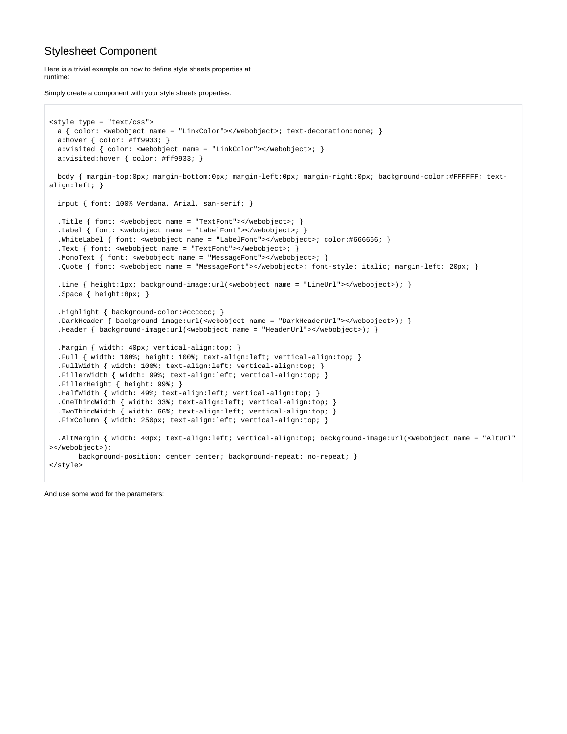## Stylesheet Component

Here is a trivial example on how to define style sheets properties at runtime:

Simply create a component with your style sheets properties:

```
<style type = "text/css">
  a { color: <webobject name = "LinkColor"></webobject>; text-decoration:none; }
  a:hover { color: #ff9933; }
  a:visited { color: <webobject name = "LinkColor"></webobject>; }
  a:visited:hover { color: #ff9933; }

  body { margin-top:0px; margin-bottom:0px; margin-left:0px; margin-right:0px; background-color:#FFFFFF; text-align:left; }

  input { font: 100% Verdana, Arial, san-serif; }

  .Title { font: <webobject name = "TextFont"></webobject>; }
  .Label { font: <webobject name = "LabelFont"></webobject>; }
  .WhiteLabel { font: <webobject name = "LabelFont"></webobject>; color:#666666; }
  .Text { font: <webobject name = "TextFont"></webobject>; }
  .MonoText { font: <webobject name = "MessageFont"></webobject>; }
  .Quote { font: <webobject name = "MessageFont"></webobject>; font-style: italic; margin-left: 20px; }

  .Line { height:1px; background-image:url(<webobject name = "LineUrl"></webobject>); }
  .Space { height:8px; }

  .Highlight { background-color:#cccccc; }
  .DarkHeader { background-image:url(<webobject name = "DarkHeaderUrl"></webobject>); }
  .Header { background-image:url(<webobject name = "HeaderUrl"></webobject>); }

  .Margin { width: 40px; vertical-align:top; }
  .Full { width: 100%; height: 100%; text-align:left; vertical-align:top; }
  .FullWidth { width: 100%; text-align:left; vertical-align:top; }
  .FillerWidth { width: 99%; text-align:left; vertical-align:top; }
  .FillerHeight { height: 99%; }
  .HalfWidth { width: 49%; text-align:left; vertical-align:top; }
  .OneThirdWidth { width: 33%; text-align:left; vertical-align:top; }
  .TwoThirdWidth { width: 66%; text-align:left; vertical-align:top; }
  .FixColumn { width: 250px; text-align:left; vertical-align:top; }

  .AltMargin { width: 40px; text-align:left; vertical-align:top; background-image:url(<webobject name = "AltUrl"
></webobject>);
       background-position: center center; background-repeat: no-repeat; }
</style>
```

And use some wod for the parameters: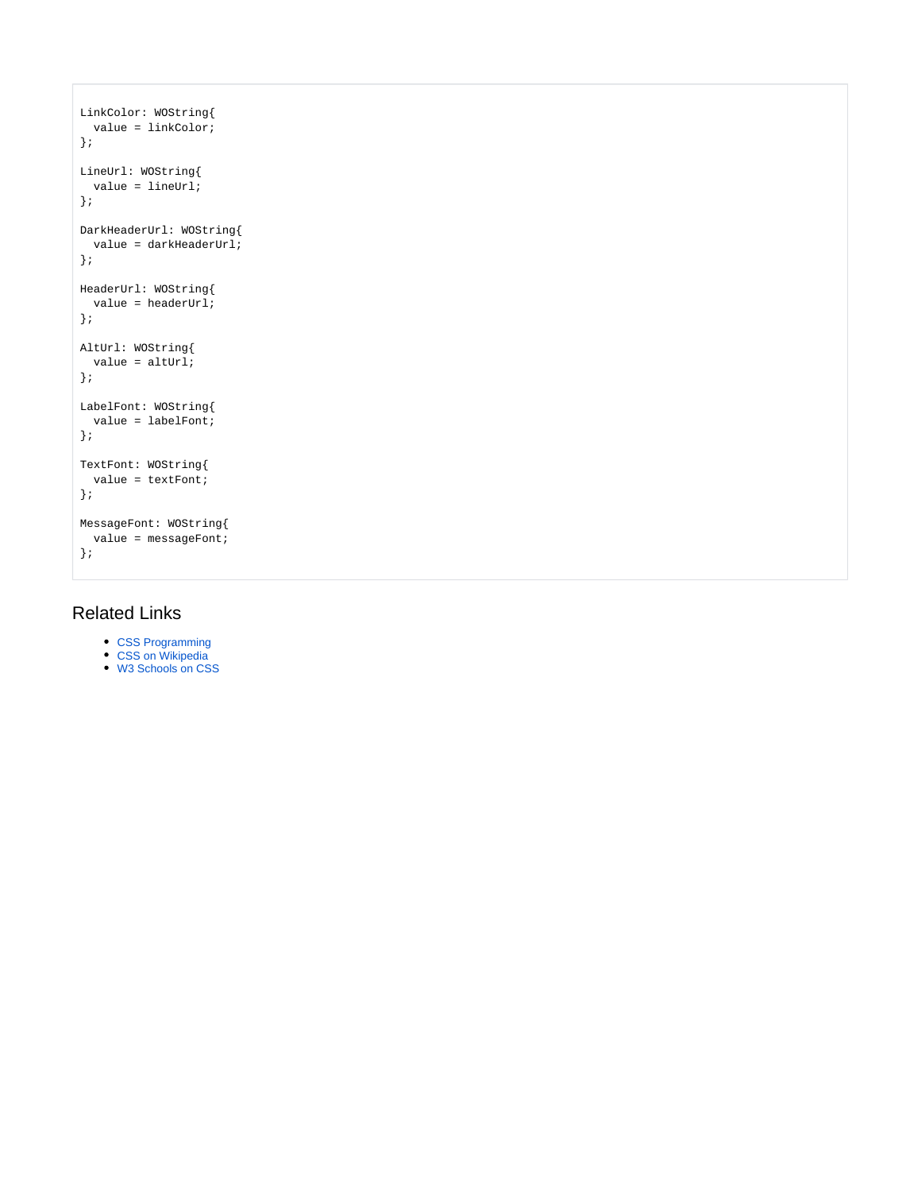```
LinkColor: WOString{
  value = linkColor;
};

LineUrl: WOString{
  value = lineUrl;
};

DarkHeaderUrl: WOString{
  value = darkHeaderUrl;
};

HeaderUrl: WOString{
  value = headerUrl;
};

AltUrl: WOString{
  value = altUrl;
};

LabelFont: WOString{
  value = labelFont;
};

TextFont: WOString{
  value = textFont;
};

MessageFont: WOString{
  value = messageFont;
};
```

## Related Links

- CSS Programming
- CSS on Wikipedia
- W3 Schools on CSS